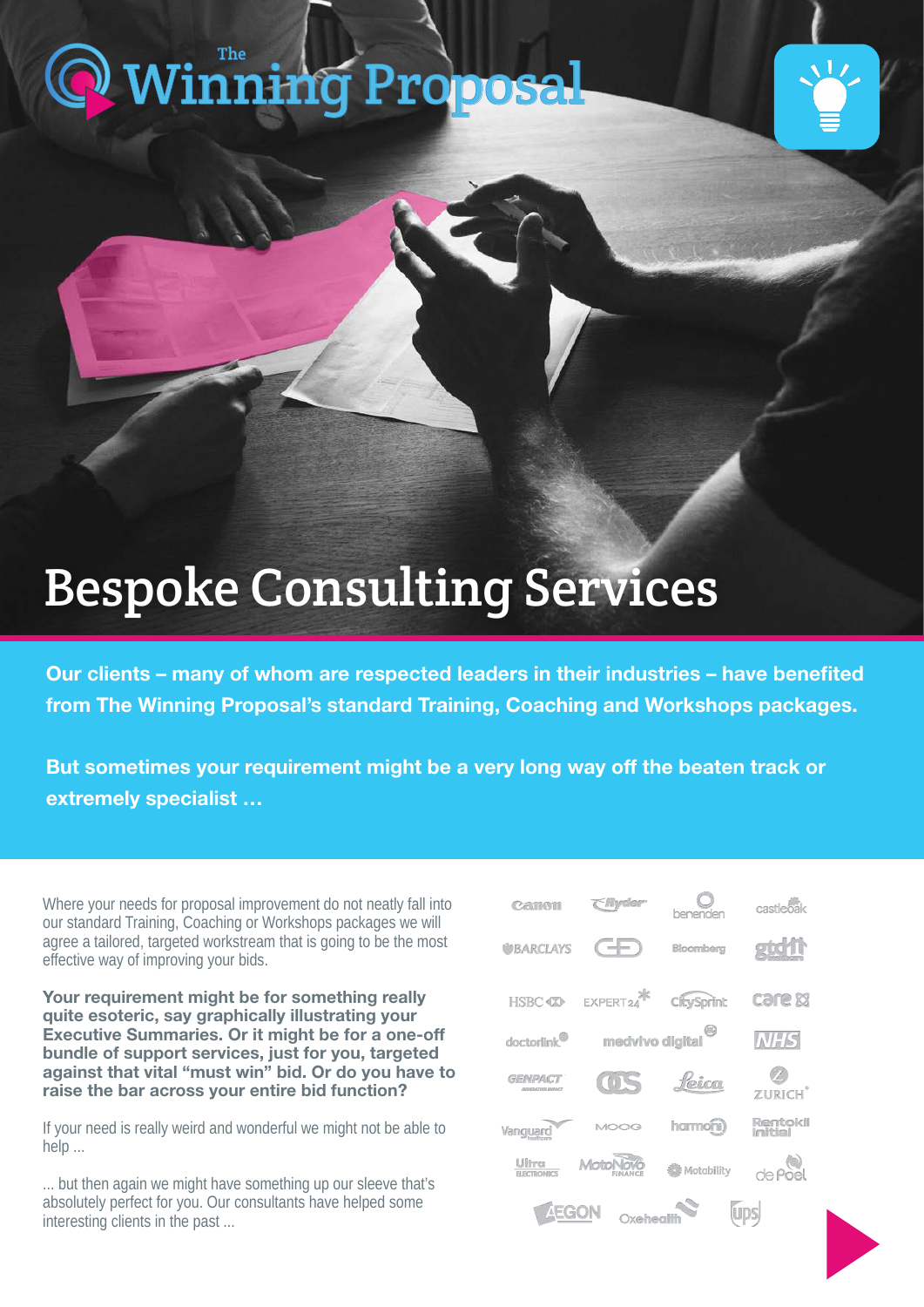# The Winning Proposal

# Bespoke Consulting Services

**Our clients – many of whom are respected leaders in their industries – have benefited from The Winning Proposal's standard Training, Coaching and Workshops packages.**

**But sometimes your requirement might be a very long way off the beaten track or extremely specialist ...**

Where your needs for proposal improvement do not neatly fall into our standard Training, Coaching or Workshops packages we will agree a tailored, targeted workstream that is going to be the most effective way of improving your bids.

**Your requirement might be for something really quite esoteric, say graphically illustrating your Executive Summaries. Or it might be for a one-off bundle of support services, just for you, targeted against that vital "must win" bid. Or do you have to raise the bar across your entire bid function?**

If your need is really weird and wonderful we might not be able to help ...

... but then again we might have something up our sleeve that's absolutely perfect for you. Our consultants have helped some interesting clients in the past ...

Canon, Ryder, benenden, castleoak, Barclays, GE, Bloomberg, gtd, HSBC, Expert24, CitySprint, care, doctorlink, medvivo digital, NHS, Genpact, OS, Leica, Zurich, Vanguard, Moog, harmoni, Rentokil Initial, Ultra Electronics, MotoNovo Finance, Motability, de Poel, Aegon, Oxehealth, UPS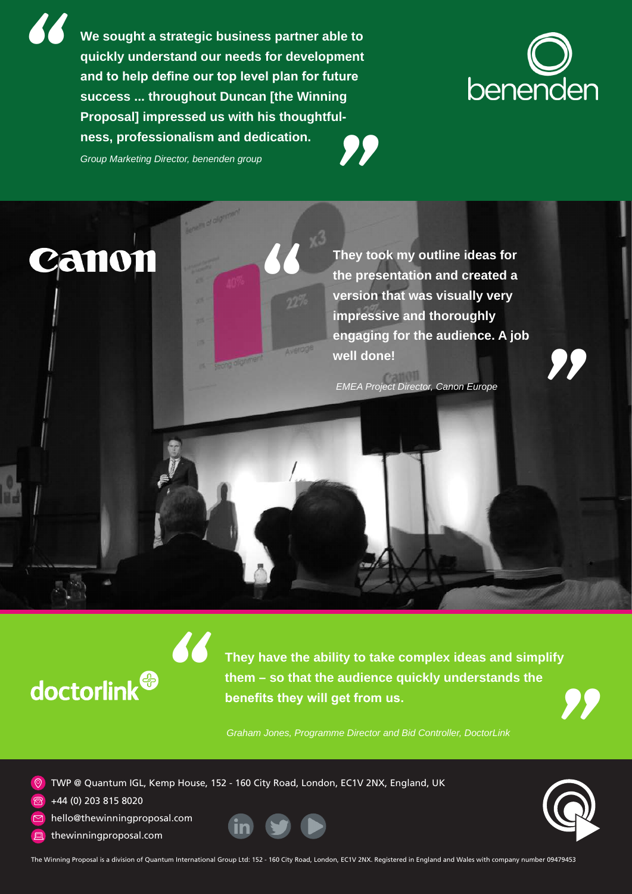> **We sought a strategic business partner able to quickly understand our needs for development and to help define our top level plan for future success ... throughout Duncan [the Winning Proposal] impressed us with his thoughtful-ness, professionalism and dedication.**
>
> *Group Marketing Director, benenden group*

benenden

Canon

> **They took my outline ideas for the presentation and created a version that was visually very impressive and thoroughly engaging for the audience. A job well done!**
>
> *EMEA Project Director, Canon Europe*

doctorlink

> **They have the ability to take complex ideas and simplify them – so that the audience quickly understands the benefits they will get from us.**
>
> *Graham Jones, Programme Director and Bid Controller, DoctorLink*

TWP @ Quantum IGL, Kemp House, 152 - 160 City Road, London, EC1V 2NX, England, UK

+44 (0) 203 815 8020

hello@thewinningproposal.com

thewinningproposal.com

The Winning Proposal is a division of Quantum International Group Ltd: 152 - 160 City Road, London, EC1V 2NX. Registered in England and Wales with company number 09479453